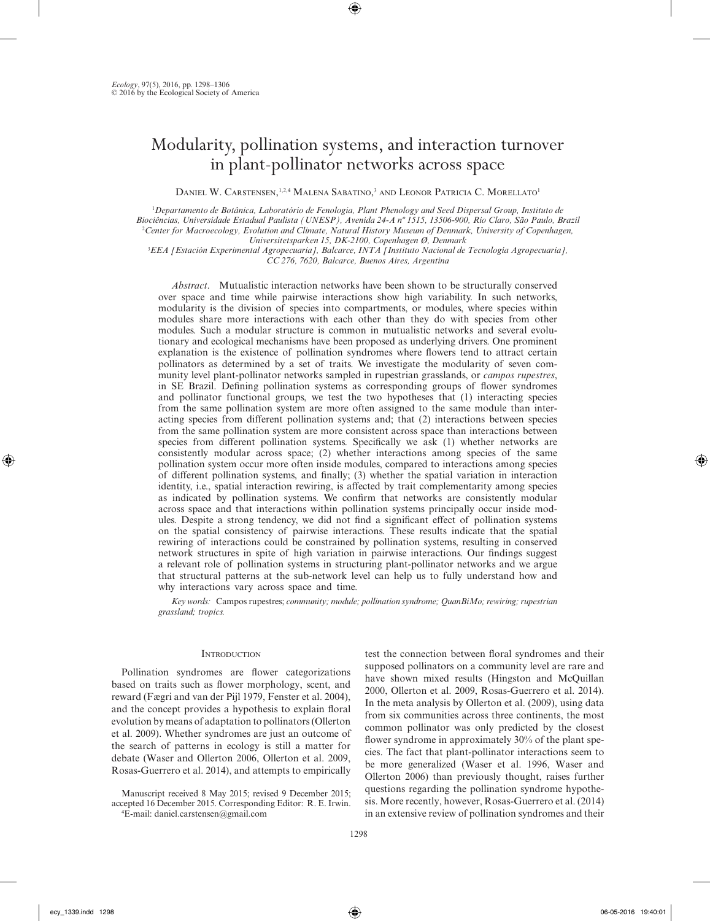# Modularity, pollination systems, and interaction turnover in plant-pollinator networks across space

Daniel W. Carstensen,[1,2,4] Malena Sabatino,[3] and Leonor Patricia C. Morellato[1]

[1] *Departamento de Botânica, Laboratório de Fenologia, Plant Phenology and Seed Dispersal Group, Instituto de Biociências, Universidade Estadual Paulista (UNESP), Avenida 24-A nº 1515, 13506-900, Rio Claro, São Paulo, Brazil*

[2] *Center for Macroecology, Evolution and Climate, Natural History Museum of Denmark, University of Copenhagen, Universitetsparken 15, DK-2100, Copenhagen Ø, Denmark*

[3] *EEA [Estación Experimental Agropecuaria], Balcarce, INTA [Instituto Nacional de Tecnología Agropecuaria], CC 276, 7620, Balcarce, Buenos Aires, Argentina*

*Abstract*. Mutualistic interaction networks have been shown to be structurally conserved over space and time while pairwise interactions show high variability. In such networks, modularity is the division of species into compartments, or modules, where species within modules share more interactions with each other than they do with species from other modules. Such a modular structure is common in mutualistic networks and several evolutionary and ecological mechanisms have been proposed as underlying drivers. One prominent explanation is the existence of pollination syndromes where flowers tend to attract certain pollinators as determined by a set of traits. We investigate the modularity of seven community level plant-pollinator networks sampled in rupestrian grasslands, or *campos rupestres*, in SE Brazil. Defining pollination systems as corresponding groups of flower syndromes and pollinator functional groups, we test the two hypotheses that (1) interacting species from the same pollination system are more often assigned to the same module than interacting species from different pollination systems and; that (2) interactions between species from the same pollination system are more consistent across space than interactions between species from different pollination systems. Specifically we ask (1) whether networks are consistently modular across space; (2) whether interactions among species of the same pollination system occur more often inside modules, compared to interactions among species of different pollination systems, and finally; (3) whether the spatial variation in interaction identity, i.e., spatial interaction rewiring, is affected by trait complementarity among species as indicated by pollination systems. We confirm that networks are consistently modular across space and that interactions within pollination systems principally occur inside modules. Despite a strong tendency, we did not find a significant effect of pollination systems on the spatial consistency of pairwise interactions. These results indicate that the spatial rewiring of interactions could be constrained by pollination systems, resulting in conserved network structures in spite of high variation in pairwise interactions. Our findings suggest a relevant role of pollination systems in structuring plant-pollinator networks and we argue that structural patterns at the sub-network level can help us to fully understand how and why interactions vary across space and time.

*Key words:* Campos rupestres; *community; module; pollination syndrome; QuanBiMo; rewiring; rupestrian grassland; tropics.*

## Introduction

Pollination syndromes are flower categorizations based on traits such as flower morphology, scent, and reward (Fægri and van der Pijl 1979, Fenster et al. 2004), and the concept provides a hypothesis to explain floral evolution by means of adaptation to pollinators (Ollerton et al. 2009). Whether syndromes are just an outcome of the search of patterns in ecology is still a matter for debate (Waser and Ollerton 2006, Ollerton et al. 2009, Rosas-Guerrero et al. 2014), and attempts to empirically test the connection between floral syndromes and their supposed pollinators on a community level are rare and have shown mixed results (Hingston and McQuillan 2000, Ollerton et al. 2009, Rosas-Guerrero et al. 2014). In the meta analysis by Ollerton et al. (2009), using data from six communities across three continents, the most common pollinator was only predicted by the closest flower syndrome in approximately 30% of the plant species. The fact that plant-pollinator interactions seem to be more generalized (Waser et al. 1996, Waser and Ollerton 2006) than previously thought, raises further questions regarding the pollination syndrome hypothesis. More recently, however, Rosas-Guerrero et al. (2014) in an extensive review of pollination syndromes and their

Manuscript received 8 May 2015; revised 9 December 2015; accepted 16 December 2015. Corresponding Editor: R. E. Irwin.

[4]E-mail: daniel.carstensen@gmail.com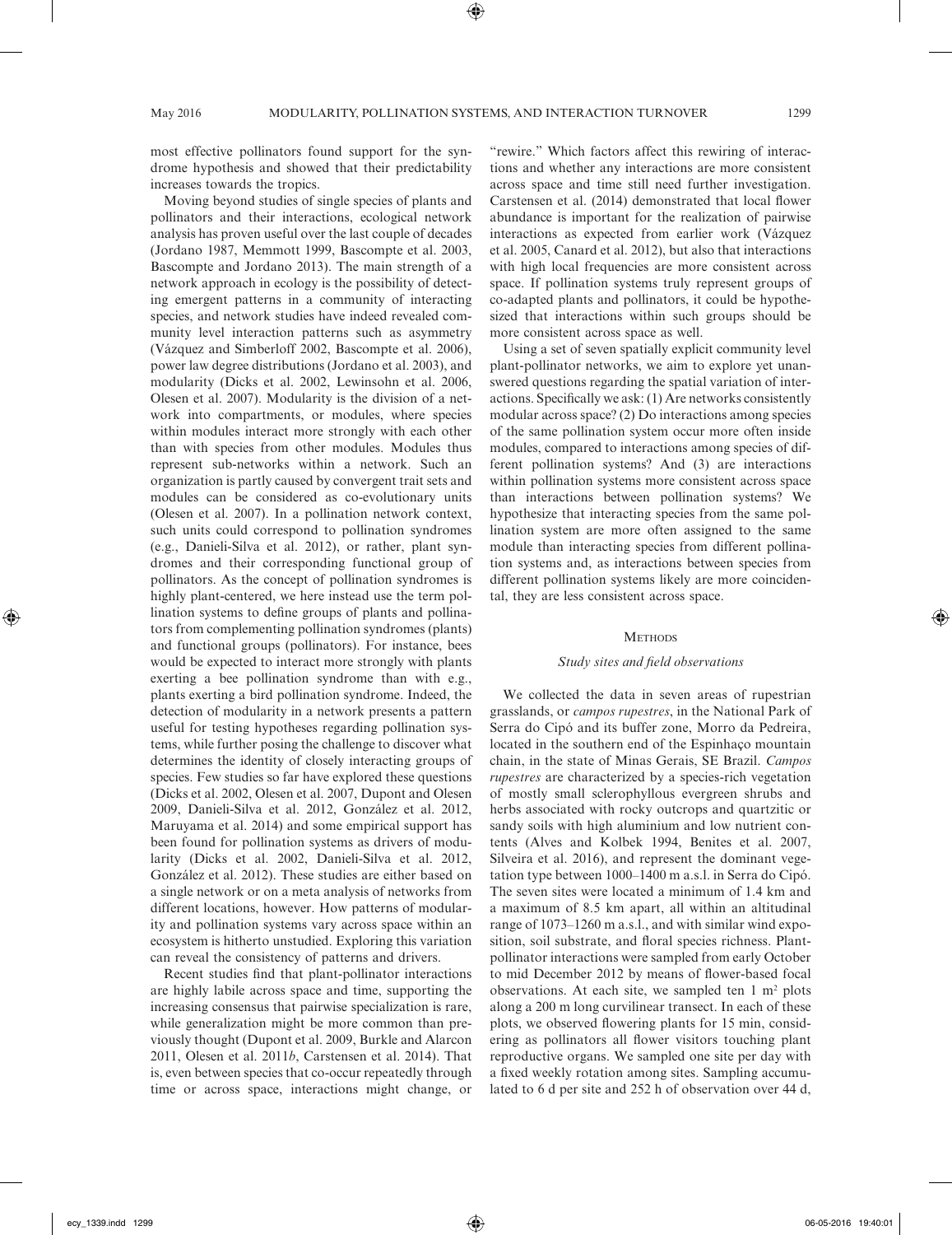most effective pollinators found support for the syndrome hypothesis and showed that their predictability increases towards the tropics.

Moving beyond studies of single species of plants and pollinators and their interactions, ecological network analysis has proven useful over the last couple of decades (Jordano 1987, Memmott 1999, Bascompte et al. 2003, Bascompte and Jordano 2013). The main strength of a network approach in ecology is the possibility of detecting emergent patterns in a community of interacting species, and network studies have indeed revealed community level interaction patterns such as asymmetry (Vázquez and Simberloff 2002, Bascompte et al. 2006), power law degree distributions (Jordano et al. 2003), and modularity (Dicks et al. 2002, Lewinsohn et al. 2006, Olesen et al. 2007). Modularity is the division of a network into compartments, or modules, where species within modules interact more strongly with each other than with species from other modules. Modules thus represent sub-networks within a network. Such an organization is partly caused by convergent trait sets and modules can be considered as co-evolutionary units (Olesen et al. 2007). In a pollination network context, such units could correspond to pollination syndromes (e.g., Danieli-Silva et al. 2012), or rather, plant syndromes and their corresponding functional group of pollinators. As the concept of pollination syndromes is highly plant-centered, we here instead use the term pollination systems to define groups of plants and pollinators from complementing pollination syndromes (plants) and functional groups (pollinators). For instance, bees would be expected to interact more strongly with plants exerting a bee pollination syndrome than with e.g., plants exerting a bird pollination syndrome. Indeed, the detection of modularity in a network presents a pattern useful for testing hypotheses regarding pollination systems, while further posing the challenge to discover what determines the identity of closely interacting groups of species. Few studies so far have explored these questions (Dicks et al. 2002, Olesen et al. 2007, Dupont and Olesen 2009, Danieli-Silva et al. 2012, González et al. 2012, Maruyama et al. 2014) and some empirical support has been found for pollination systems as drivers of modularity (Dicks et al. 2002, Danieli-Silva et al. 2012, González et al. 2012). These studies are either based on a single network or on a meta analysis of networks from different locations, however. How patterns of modularity and pollination systems vary across space within an ecosystem is hitherto unstudied. Exploring this variation can reveal the consistency of patterns and drivers.

Recent studies find that plant-pollinator interactions are highly labile across space and time, supporting the increasing consensus that pairwise specialization is rare, while generalization might be more common than previously thought (Dupont et al. 2009, Burkle and Alarcon 2011, Olesen et al. 2011*b*, Carstensen et al. 2014). That is, even between species that co-occur repeatedly through time or across space, interactions might change, or "rewire." Which factors affect this rewiring of interactions and whether any interactions are more consistent across space and time still need further investigation. Carstensen et al. (2014) demonstrated that local flower abundance is important for the realization of pairwise interactions as expected from earlier work (Vázquez et al. 2005, Canard et al. 2012), but also that interactions with high local frequencies are more consistent across space. If pollination systems truly represent groups of co-adapted plants and pollinators, it could be hypothesized that interactions within such groups should be more consistent across space as well.

Using a set of seven spatially explicit community level plant-pollinator networks, we aim to explore yet unanswered questions regarding the spatial variation of interactions. Specifically we ask: (1) Are networks consistently modular across space? (2) Do interactions among species of the same pollination system occur more often inside modules, compared to interactions among species of different pollination systems? And (3) are interactions within pollination systems more consistent across space than interactions between pollination systems? We hypothesize that interacting species from the same pollination system are more often assigned to the same module than interacting species from different pollination systems and, as interactions between species from different pollination systems likely are more coincidental, they are less consistent across space.

## Methods

### *Study sites and field observations*

We collected the data in seven areas of rupestrian grasslands, or *campos rupestres*, in the National Park of Serra do Cipó and its buffer zone, Morro da Pedreira, located in the southern end of the Espinhaço mountain chain, in the state of Minas Gerais, SE Brazil. *Campos rupestres* are characterized by a species-rich vegetation of mostly small sclerophyllous evergreen shrubs and herbs associated with rocky outcrops and quartzitic or sandy soils with high aluminium and low nutrient contents (Alves and Kolbek 1994, Benites et al. 2007, Silveira et al. 2016), and represent the dominant vegetation type between 1000–1400 m a.s.l. in Serra do Cipó. The seven sites were located a minimum of 1.4 km and a maximum of 8.5 km apart, all within an altitudinal range of 1073–1260 m a.s.l., and with similar wind exposition, soil substrate, and floral species richness. Plant-pollinator interactions were sampled from early October to mid December 2012 by means of flower-based focal observations. At each site, we sampled ten 1 $m^2$ plots along a 200 m long curvilinear transect. In each of these plots, we observed flowering plants for 15 min, considering as pollinators all flower visitors touching plant reproductive organs. We sampled one site per day with a fixed weekly rotation among sites. Sampling accumulated to 6 d per site and 252 h of observation over 44 d,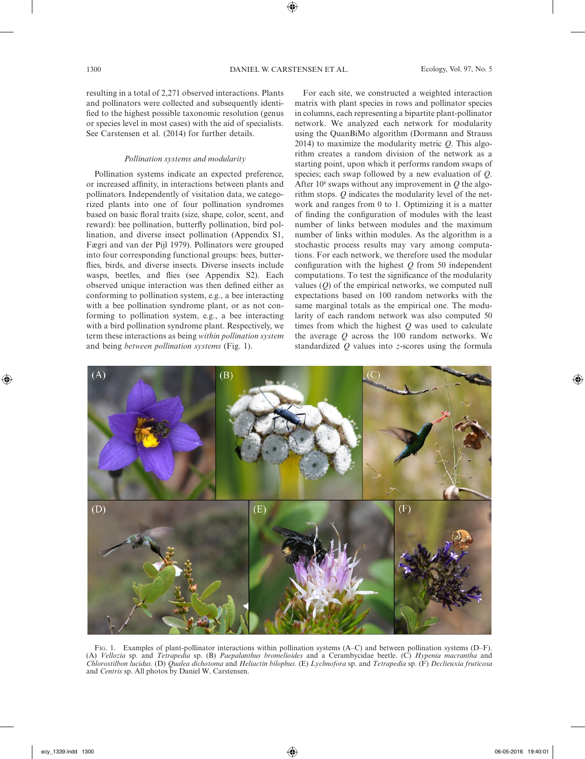resulting in a total of 2,271 observed interactions. Plants and pollinators were collected and subsequently identified to the highest possible taxonomic resolution (genus or species level in most cases) with the aid of specialists. See Carstensen et al. (2014) for further details.

### *Pollination systems and modularity*

Pollination systems indicate an expected preference, or increased affinity, in interactions between plants and pollinators. Independently of visitation data, we categorized plants into one of four pollination syndromes based on basic floral traits (size, shape, color, scent, and reward): bee pollination, butterfly pollination, bird pollination, and diverse insect pollination (Appendix S1, Fægri and van der Pijl 1979). Pollinators were grouped into four corresponding functional groups: bees, butterflies, birds, and diverse insects. Diverse insects include wasps, beetles, and flies (see Appendix S2). Each observed unique interaction was then defined either as conforming to pollination system, e.g., a bee interacting with a bee pollination syndrome plant, or as not conforming to pollination system, e.g., a bee interacting with a bird pollination syndrome plant. Respectively, we term these interactions as being *within pollination system* and being *between pollination systems* (Fig. 1).

For each site, we constructed a weighted interaction matrix with plant species in rows and pollinator species in columns, each representing a bipartite plant-pollinator network. We analyzed each network for modularity using the QuanBiMo algorithm (Dormann and Strauss 2014) to maximize the modularity metric $Q$. This algorithm creates a random division of the network as a starting point, upon which it performs random swaps of species; each swap followed by a new evaluation of $Q$. After $10^6$ swaps without any improvement in $Q$ the algorithm stops. $Q$ indicates the modularity level of the network and ranges from 0 to 1. Optimizing it is a matter of finding the configuration of modules with the least number of links between modules and the maximum number of links within modules. As the algorithm is a stochastic process results may vary among computations. For each network, we therefore used the modular configuration with the highest $Q$ from 50 independent computations. To test the significance of the modularity values ($Q$) of the empirical networks, we computed null expectations based on 100 random networks with the same marginal totals as the empirical one. The modularity of each random network was also computed 50 times from which the highest $Q$ was used to calculate the average $Q$ across the 100 random networks. We standardized $Q$ values into $z$-scores using the formula

Fig. 1. Examples of plant-pollinator interactions within pollination systems (A–C) and between pollination systems (D–F). (A) *Vellozia* sp. and *Tetrapedia* sp. (B) *Paepalanthus bromelioides* and a Cerambycidae beetle. (C) *Hypenia macrantha* and *Chlorostilbon lucidus*. (D) *Qualea dichotoma* and *Heliactin bilophus*. (E) *Lychnofora* sp. and *Tetrapedia* sp. (F) *Declieuxia fruticosa* and *Centris* sp. All photos by Daniel W. Carstensen.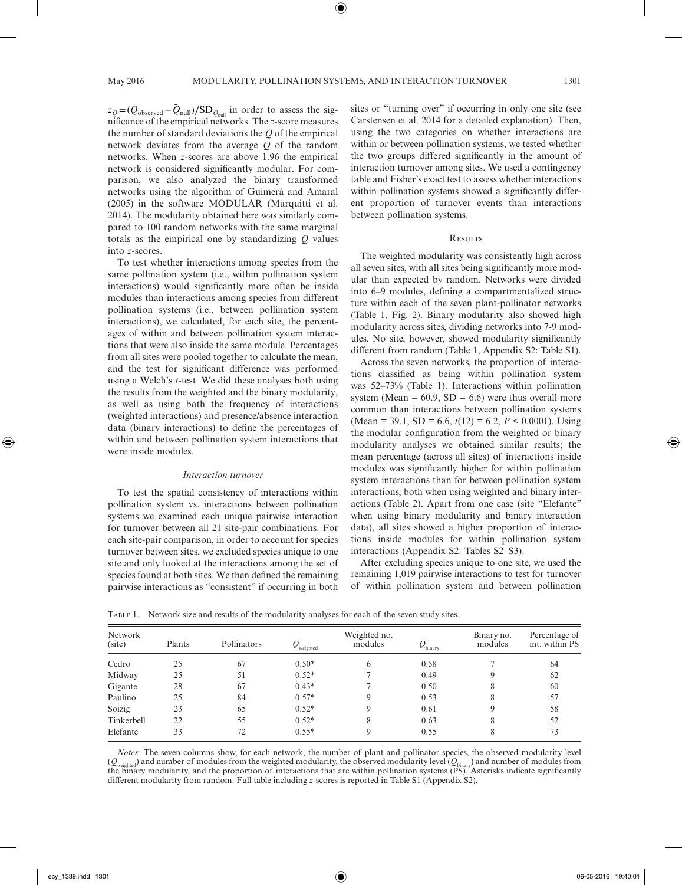$z_Q = (Q_{observed} - \bar{Q}_{null})/SD_{Q_{null}}$ in order to assess the significance of the empirical networks. The *z*-score measures the number of standard deviations the $Q$ of the empirical network deviates from the average $Q$ of the random networks. When *z*-scores are above 1.96 the empirical network is considered significantly modular. For comparison, we also analyzed the binary transformed networks using the algorithm of Guimerà and Amaral (2005) in the software MODULAR (Marquitti et al. 2014). The modularity obtained here was similarly compared to 100 random networks with the same marginal totals as the empirical one by standardizing $Q$ values into *z*-scores.

To test whether interactions among species from the same pollination system (i.e., within pollination system interactions) would significantly more often be inside modules than interactions among species from different pollination systems (i.e., between pollination system interactions), we calculated, for each site, the percentages of within and between pollination system interactions that were also inside the same module. Percentages from all sites were pooled together to calculate the mean, and the test for significant difference was performed using a Welch's *t*-test. We did these analyses both using the results from the weighted and the binary modularity, as well as using both the frequency of interactions (weighted interactions) and presence/absence interaction data (binary interactions) to define the percentages of within and between pollination system interactions that were inside modules.

### *Interaction turnover*

To test the spatial consistency of interactions within pollination system vs. interactions between pollination systems we examined each unique pairwise interaction for turnover between all 21 site-pair combinations. For each site-pair comparison, in order to account for species turnover between sites, we excluded species unique to one site and only looked at the interactions among the set of species found at both sites. We then defined the remaining pairwise interactions as "consistent" if occurring in both sites or "turning over" if occurring in only one site (see Carstensen et al. 2014 for a detailed explanation). Then, using the two categories on whether interactions are within or between pollination systems, we tested whether the two groups differed significantly in the amount of interaction turnover among sites. We used a contingency table and Fisher's exact test to assess whether interactions within pollination systems showed a significantly different proportion of turnover events than interactions between pollination systems.

## Results

The weighted modularity was consistently high across all seven sites, with all sites being significantly more modular than expected by random. Networks were divided into 6–9 modules, defining a compartmentalized structure within each of the seven plant-pollinator networks (Table 1, Fig. 2). Binary modularity also showed high modularity across sites, dividing networks into 7-9 modules. No site, however, showed modularity significantly different from random (Table 1, Appendix S2: Table S1).

Across the seven networks, the proportion of interactions classified as being within pollination system was 52–73% (Table 1). Interactions within pollination system (Mean = 60.9, SD = 6.6) were thus overall more common than interactions between pollination systems (Mean = 39.1, SD = 6.6, $t(12) = 6.2$, $P < 0.0001$). Using the modular configuration from the weighted or binary modularity analyses we obtained similar results; the mean percentage (across all sites) of interactions inside modules was significantly higher for within pollination system interactions than for between pollination system interactions, both when using weighted and binary interactions (Table 2). Apart from one case (site "Elefante" when using binary modularity and binary interaction data), all sites showed a higher proportion of interactions inside modules for within pollination system interactions (Appendix S2: Tables S2–S3).

After excluding species unique to one site, we used the remaining 1,019 pairwise interactions to test for turnover of within pollination system and between pollination

Table 1. Network size and results of the modularity analyses for each of the seven study sites.

| Network (site) | Plants | Pollinators | $Q_{weighted}$ | Weighted no. modules | $Q_{binary}$ | Binary no. modules | Percentage of int. within PS |
|---|---|---|---|---|---|---|---|
| Cedro | 25 | 67 | 0.50* | 6 | 0.58 | 7 | 64 |
| Midway | 25 | 51 | 0.52* | 7 | 0.49 | 9 | 62 |
| Gigante | 28 | 67 | 0.43* | 7 | 0.50 | 8 | 60 |
| Paulino | 25 | 84 | 0.57* | 9 | 0.53 | 8 | 57 |
| Soizig | 23 | 65 | 0.52* | 9 | 0.61 | 9 | 58 |
| Tinkerbell | 22 | 55 | 0.52* | 8 | 0.63 | 8 | 52 |
| Elefante | 33 | 72 | 0.55* | 9 | 0.55 | 8 | 73 |

*Notes:* The seven columns show, for each network, the number of plant and pollinator species, the observed modularity level ($Q_{weighted}$) and number of modules from the weighted modularity, the observed modularity level ($Q_{binary}$) and number of modules from the binary modularity, and the proportion of interactions that are within pollination systems (PS). Asterisks indicate significantly different modularity from random. Full table including *z*-scores is reported in Table S1 (Appendix S2).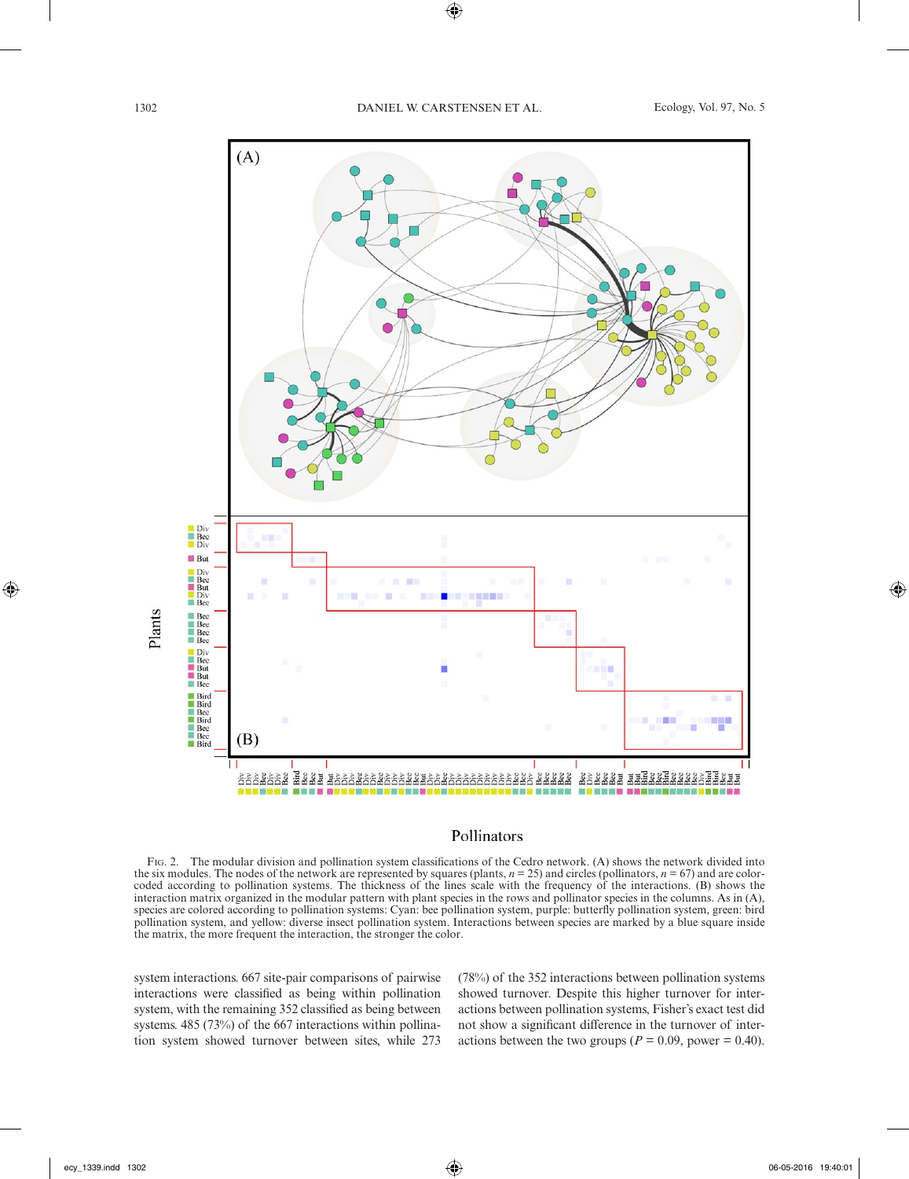FIG. 2. The modular division and pollination system classifications of the Cedro network. (A) shows the network divided into the six modules. The nodes of the network are represented by squares (plants, $n = 25$) and circles (pollinators, $n = 67$) and are color-coded according to pollination systems. The thickness of the lines scale with the frequency of the interactions. (B) shows the interaction matrix organized in the modular pattern with plant species in the rows and pollinator species in the columns. As in (A), species are colored according to pollination systems: Cyan: bee pollination system, purple: butterfly pollination system, green: bird pollination system, and yellow: diverse insect pollination system. Interactions between species are marked by a blue square inside the matrix, the more frequent the interaction, the stronger the color.

system interactions. 667 site-pair comparisons of pairwise interactions were classified as being within pollination system, with the remaining 352 classified as being between systems. 485 (73%) of the 667 interactions within pollination system showed turnover between sites, while 273 (78%) of the 352 interactions between pollination systems showed turnover. Despite this higher turnover for interactions between pollination systems, Fisher's exact test did not show a significant difference in the turnover of interactions between the two groups ($P = 0.09$, power = 0.40).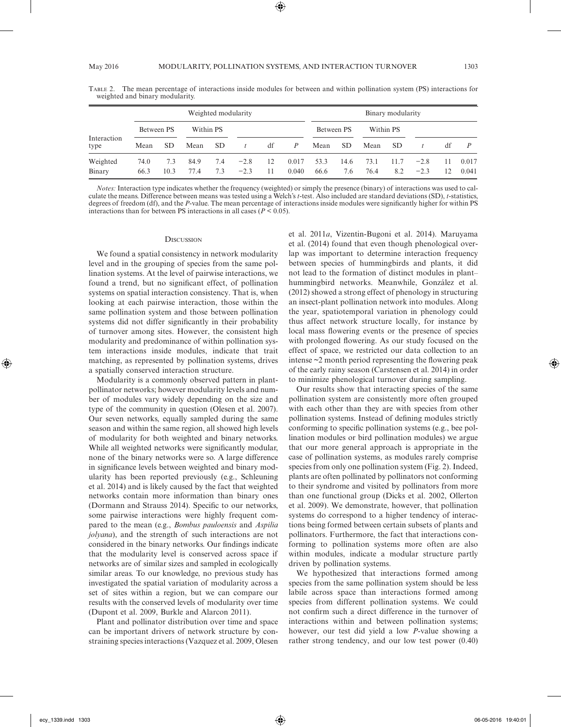Table 2. The mean percentage of interactions inside modules for between and within pollination system (PS) interactions for weighted and binary modularity.

| Interaction type | Weighted modularity | | | | | | | Binary modularity | | | | | | |
|---|---|---|---|---|---|---|---|---|---|---|---|---|---|---|
| | Between PS | | Within PS | | | | | Between PS | | Within PS | | | | |
| | Mean | SD | Mean | SD | $t$ | df | $P$ | Mean | SD | Mean | SD | $t$ | df | $P$ |
| Weighted | 74.0 | 7.3 | 84.9 | 7.4 | −2.8 | 12 | 0.017 | 53.3 | 14.6 | 73.1 | 11.7 | −2.8 | 11 | 0.017 |
| Binary | 66.3 | 10.3 | 77.4 | 7.3 | −2.3 | 11 | 0.040 | 66.6 | 7.6 | 76.4 | 8.2 | −2.3 | 12 | 0.041 |

*Notes:* Interaction type indicates whether the frequency (weighted) or simply the presence (binary) of interactions was used to calculate the means. Difference between means was tested using a Welch's *t*-test. Also included are standard deviations (SD), *t*-statistics, degrees of freedom (df), and the *P*-value. The mean percentage of interactions inside modules were significantly higher for within PS interactions than for between PS interactions in all cases ($P < 0.05$).

## Discussion

We found a spatial consistency in network modularity level and in the grouping of species from the same pollination systems. At the level of pairwise interactions, we found a trend, but no significant effect, of pollination systems on spatial interaction consistency. That is, when looking at each pairwise interaction, those within the same pollination system and those between pollination systems did not differ significantly in their probability of turnover among sites. However, the consistent high modularity and predominance of within pollination system interactions inside modules, indicate that trait matching, as represented by pollination systems, drives a spatially conserved interaction structure.

Modularity is a commonly observed pattern in plant-pollinator networks; however modularity levels and number of modules vary widely depending on the size and type of the community in question (Olesen et al. 2007). Our seven networks, equally sampled during the same season and within the same region, all showed high levels of modularity for both weighted and binary networks. While all weighted networks were significantly modular, none of the binary networks were so. A large difference in significance levels between weighted and binary modularity has been reported previously (e.g., Schleuning et al. 2014) and is likely caused by the fact that weighted networks contain more information than binary ones (Dormann and Strauss 2014). Specific to our networks, some pairwise interactions were highly frequent compared to the mean (e.g., *Bombus pauloensis* and *Aspilia jolyana*), and the strength of such interactions are not considered in the binary networks. Our findings indicate that the modularity level is conserved across space if networks are of similar sizes and sampled in ecologically similar areas. To our knowledge, no previous study has investigated the spatial variation of modularity across a set of sites within a region, but we can compare our results with the conserved levels of modularity over time (Dupont et al. 2009, Burkle and Alarcon 2011).

Plant and pollinator distribution over time and space can be important drivers of network structure by constraining species interactions (Vazquez et al. 2009, Olesen et al. 2011*a*, Vizentin-Bugoni et al. 2014). Maruyama et al. (2014) found that even though phenological overlap was important to determine interaction frequency between species of hummingbirds and plants, it did not lead to the formation of distinct modules in plant–hummingbird networks. Meanwhile, González et al. (2012) showed a strong effect of phenology in structuring an insect-plant pollination network into modules. Along the year, spatiotemporal variation in phenology could thus affect network structure locally, for instance by local mass flowering events or the presence of species with prolonged flowering. As our study focused on the effect of space, we restricted our data collection to an intense ~2 month period representing the flowering peak of the early rainy season (Carstensen et al. 2014) in order to minimize phenological turnover during sampling.

Our results show that interacting species of the same pollination system are consistently more often grouped with each other than they are with species from other pollination systems. Instead of defining modules strictly conforming to specific pollination systems (e.g., bee pollination modules or bird pollination modules) we argue that our more general approach is appropriate in the case of pollination systems, as modules rarely comprise species from only one pollination system (Fig. 2). Indeed, plants are often pollinated by pollinators not conforming to their syndrome and visited by pollinators from more than one functional group (Dicks et al. 2002, Ollerton et al. 2009). We demonstrate, however, that pollination systems do correspond to a higher tendency of interactions being formed between certain subsets of plants and pollinators. Furthermore, the fact that interactions conforming to pollination systems more often are also within modules, indicate a modular structure partly driven by pollination systems.

We hypothesized that interactions formed among species from the same pollination system should be less labile across space than interactions formed among species from different pollination systems. We could not confirm such a direct difference in the turnover of interactions within and between pollination systems; however, our test did yield a low *P*-value showing a rather strong tendency, and our low test power (0.40)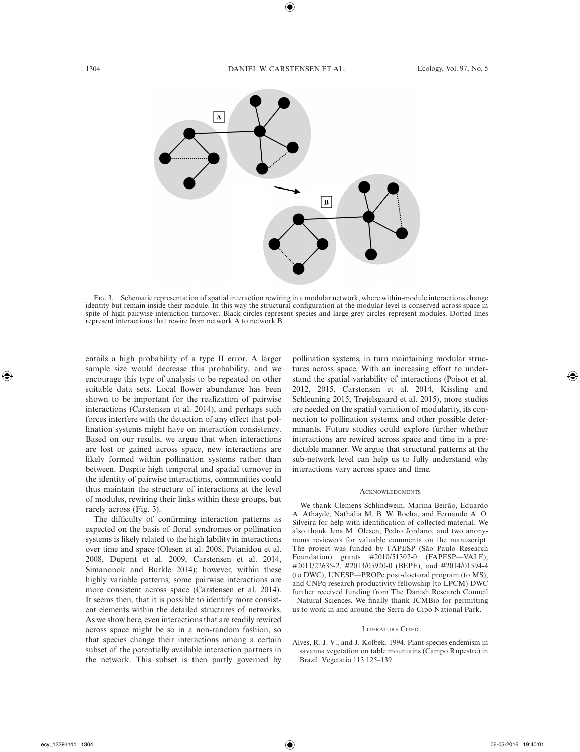Fig. 3. Schematic representation of spatial interaction rewiring in a modular network, where within-module interactions change identity but remain inside their module. In this way the structural configuration at the modular level is conserved across space in spite of high pairwise interaction turnover. Black circles represent species and large grey circles represent modules. Dotted lines represent interactions that rewire from network A to network B.

entails a high probability of a type II error. A larger sample size would decrease this probability, and we encourage this type of analysis to be repeated on other suitable data sets. Local flower abundance has been shown to be important for the realization of pairwise interactions (Carstensen et al. 2014), and perhaps such forces interfere with the detection of any effect that pollination systems might have on interaction consistency. Based on our results, we argue that when interactions are lost or gained across space, new interactions are likely formed within pollination systems rather than between. Despite high temporal and spatial turnover in the identity of pairwise interactions, communities could thus maintain the structure of interactions at the level of modules, rewiring their links within these groups, but rarely across (Fig. 3).

The difficulty of confirming interaction patterns as expected on the basis of floral syndromes or pollination systems is likely related to the high lability in interactions over time and space (Olesen et al. 2008, Petanidou et al. 2008, Dupont et al. 2009, Carstensen et al. 2014, Simanonok and Burkle 2014); however, within these highly variable patterns, some pairwise interactions are more consistent across space (Carstensen et al. 2014). It seems then, that it is possible to identify more consistent elements within the detailed structures of networks. As we show here, even interactions that are readily rewired across space might be so in a non-random fashion, so that species change their interactions among a certain subset of the potentially available interaction partners in the network. This subset is then partly governed by pollination systems, in turn maintaining modular structures across space. With an increasing effort to understand the spatial variability of interactions (Poisot et al. 2012, 2015, Carstensen et al. 2014, Kissling and Schleuning 2015, Trøjelsgaard et al. 2015), more studies are needed on the spatial variation of modularity, its connection to pollination systems, and other possible determinants. Future studies could explore further whether interactions are rewired across space and time in a predictable manner. We argue that structural patterns at the sub-network level can help us to fully understand why interactions vary across space and time.

## Acknowledgments

We thank Clemens Schlindwein, Marina Beirão, Eduardo A. Athayde, Nathália M. B. W. Rocha, and Fernando A. O. Silveira for help with identification of collected material. We also thank Jens M. Olesen, Pedro Jordano, and two anonymous reviewers for valuable comments on the manuscript. The project was funded by FAPESP (São Paulo Research Foundation) grants #2010/51307-0 (FAPESP—VALE), #2011/22635-2, #2013/05920-0 (BEPE), and #2014/01594-4 (to DWC), UNESP—PROPe post-doctoral program (to MS), and CNPq research productivity fellowship (to LPCM) DWC further received funding from The Danish Research Council | Natural Sciences. We finally thank ICMBio for permitting us to work in and around the Serra do Cipó National Park.

## Literature Cited

Alves, R. J. V., and J. Kolbek. 1994. Plant species endemism in savanna vegetation on table mountains (Campo Rupestre) in Brazil. Vegetatio 113:125–139.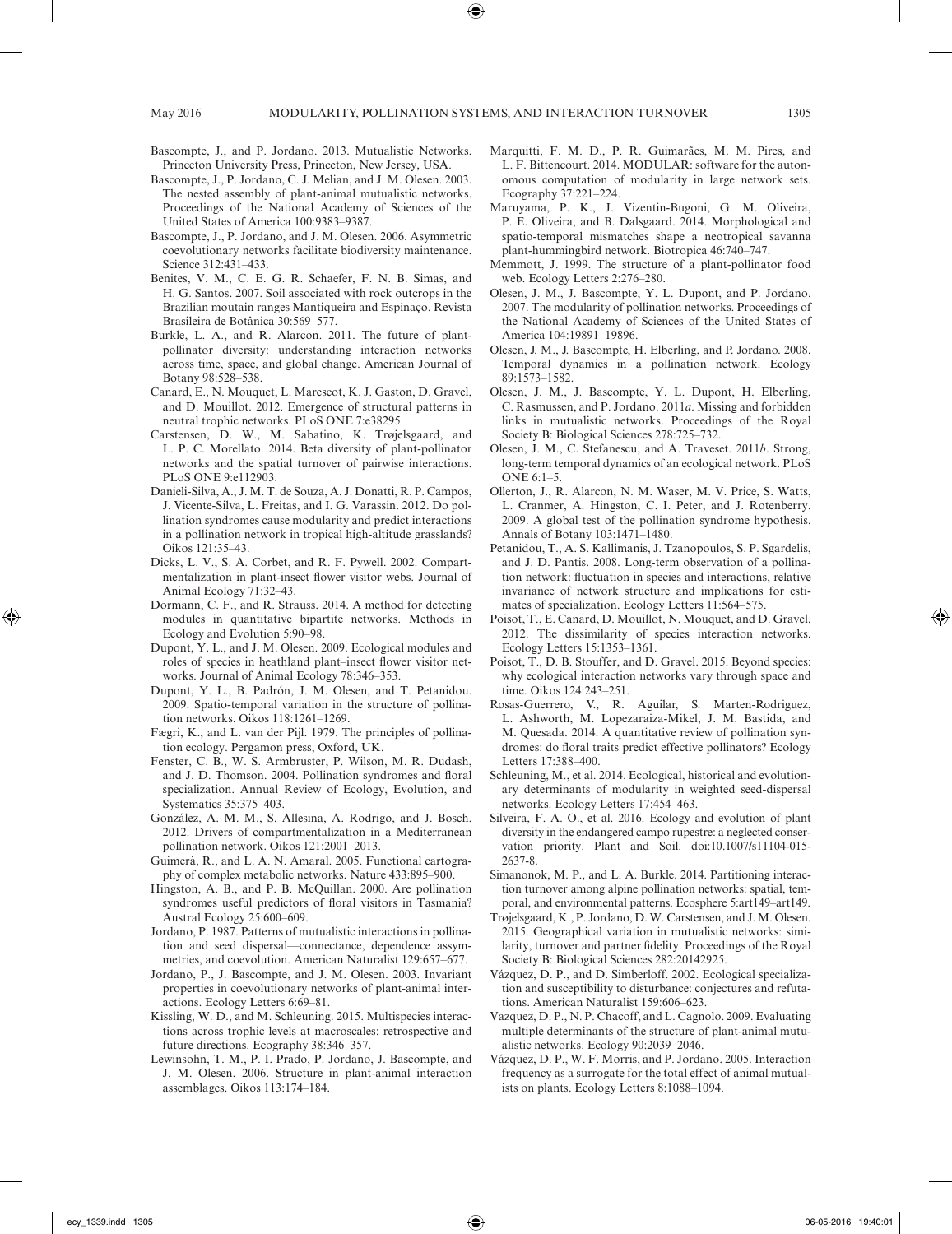Bascompte, J., and P. Jordano. 2013. Mutualistic Networks. Princeton University Press, Princeton, New Jersey, USA.

Bascompte, J., P. Jordano, C. J. Melian, and J. M. Olesen. 2003. The nested assembly of plant-animal mutualistic networks. Proceedings of the National Academy of Sciences of the United States of America 100:9383–9387.

Bascompte, J., P. Jordano, and J. M. Olesen. 2006. Asymmetric coevolutionary networks facilitate biodiversity maintenance. Science 312:431–433.

Benites, V. M., C. E. G. R. Schaefer, F. N. B. Simas, and H. G. Santos. 2007. Soil associated with rock outcrops in the Brazilian moutain ranges Mantiqueira and Espinaço. Revista Brasileira de Botânica 30:569–577.

Burkle, L. A., and R. Alarcon. 2011. The future of plant-pollinator diversity: understanding interaction networks across time, space, and global change. American Journal of Botany 98:528–538.

Canard, E., N. Mouquet, L. Marescot, K. J. Gaston, D. Gravel, and D. Mouillot. 2012. Emergence of structural patterns in neutral trophic networks. PLoS ONE 7:e38295.

Carstensen, D. W., M. Sabatino, K. Trøjelsgaard, and L. P. C. Morellato. 2014. Beta diversity of plant-pollinator networks and the spatial turnover of pairwise interactions. PLoS ONE 9:e112903.

Danieli-Silva, A., J. M. T. de Souza, A. J. Donatti, R. P. Campos, J. Vicente-Silva, L. Freitas, and I. G. Varassin. 2012. Do pollination syndromes cause modularity and predict interactions in a pollination network in tropical high-altitude grasslands? Oikos 121:35–43.

Dicks, L. V., S. A. Corbet, and R. F. Pywell. 2002. Compartmentalization in plant-insect flower visitor webs. Journal of Animal Ecology 71:32–43.

Dormann, C. F., and R. Strauss. 2014. A method for detecting modules in quantitative bipartite networks. Methods in Ecology and Evolution 5:90–98.

Dupont, Y. L., and J. M. Olesen. 2009. Ecological modules and roles of species in heathland plant–insect flower visitor networks. Journal of Animal Ecology 78:346–353.

Dupont, Y. L., B. Padrón, J. M. Olesen, and T. Petanidou. 2009. Spatio-temporal variation in the structure of pollination networks. Oikos 118:1261–1269.

Fægri, K., and L. van der Pijl. 1979. The principles of pollination ecology. Pergamon press, Oxford, UK.

Fenster, C. B., W. S. Armbruster, P. Wilson, M. R. Dudash, and J. D. Thomson. 2004. Pollination syndromes and floral specialization. Annual Review of Ecology, Evolution, and Systematics 35:375–403.

González, A. M. M., S. Allesina, A. Rodrigo, and J. Bosch. 2012. Drivers of compartmentalization in a Mediterranean pollination network. Oikos 121:2001–2013.

Guimerà, R., and L. A. N. Amaral. 2005. Functional cartography of complex metabolic networks. Nature 433:895–900.

Hingston, A. B., and P. B. McQuillan. 2000. Are pollination syndromes useful predictors of floral visitors in Tasmania? Austral Ecology 25:600–609.

Jordano, P. 1987. Patterns of mutualistic interactions in pollination and seed dispersal—connectance, dependence assymmetries, and coevolution. American Naturalist 129:657–677.

Jordano, P., J. Bascompte, and J. M. Olesen. 2003. Invariant properties in coevolutionary networks of plant-animal interactions. Ecology Letters 6:69–81.

Kissling, W. D., and M. Schleuning. 2015. Multispecies interactions across trophic levels at macroscales: retrospective and future directions. Ecography 38:346–357.

Lewinsohn, T. M., P. I. Prado, P. Jordano, J. Bascompte, and J. M. Olesen. 2006. Structure in plant-animal interaction assemblages. Oikos 113:174–184.

Marquitti, F. M. D., P. R. Guimarães, M. M. Pires, and L. F. Bittencourt. 2014. MODULAR: software for the autonomous computation of modularity in large network sets. Ecography 37:221–224.

Maruyama, P. K., J. Vizentin-Bugoni, G. M. Oliveira, P. E. Oliveira, and B. Dalsgaard. 2014. Morphological and spatio-temporal mismatches shape a neotropical savanna plant-hummingbird network. Biotropica 46:740–747.

Memmott, J. 1999. The structure of a plant-pollinator food web. Ecology Letters 2:276–280.

Olesen, J. M., J. Bascompte, Y. L. Dupont, and P. Jordano. 2007. The modularity of pollination networks. Proceedings of the National Academy of Sciences of the United States of America 104:19891–19896.

Olesen, J. M., J. Bascompte, H. Elberling, and P. Jordano. 2008. Temporal dynamics in a pollination network. Ecology 89:1573–1582.

Olesen, J. M., J. Bascompte, Y. L. Dupont, H. Elberling, C. Rasmussen, and P. Jordano. 2011*a*. Missing and forbidden links in mutualistic networks. Proceedings of the Royal Society B: Biological Sciences 278:725–732.

Olesen, J. M., C. Stefanescu, and A. Traveset. 2011*b*. Strong, long-term temporal dynamics of an ecological network. PLoS ONE 6:1–5.

Ollerton, J., R. Alarcon, N. M. Waser, M. V. Price, S. Watts, L. Cranmer, A. Hingston, C. I. Peter, and J. Rotenberry. 2009. A global test of the pollination syndrome hypothesis. Annals of Botany 103:1471–1480.

Petanidou, T., A. S. Kallimanis, J. Tzanopoulos, S. P. Sgardelis, and J. D. Pantis. 2008. Long-term observation of a pollination network: fluctuation in species and interactions, relative invariance of network structure and implications for estimates of specialization. Ecology Letters 11:564–575.

Poisot, T., E. Canard, D. Mouillot, N. Mouquet, and D. Gravel. 2012. The dissimilarity of species interaction networks. Ecology Letters 15:1353–1361.

Poisot, T., D. B. Stouffer, and D. Gravel. 2015. Beyond species: why ecological interaction networks vary through space and time. Oikos 124:243–251.

Rosas-Guerrero, V., R. Aguilar, S. Marten-Rodriguez, L. Ashworth, M. Lopezaraiza-Mikel, J. M. Bastida, and M. Quesada. 2014. A quantitative review of pollination syndromes: do floral traits predict effective pollinators? Ecology Letters 17:388–400.

Schleuning, M., et al. 2014. Ecological, historical and evolutionary determinants of modularity in weighted seed-dispersal networks. Ecology Letters 17:454–463.

Silveira, F. A. O., et al. 2016. Ecology and evolution of plant diversity in the endangered campo rupestre: a neglected conservation priority. Plant and Soil. doi:10.1007/s11104-015-2637-8.

Simanonok, M. P., and L. A. Burkle. 2014. Partitioning interaction turnover among alpine pollination networks: spatial, temporal, and environmental patterns. Ecosphere 5:art149–art149.

Trøjelsgaard, K., P. Jordano, D. W. Carstensen, and J. M. Olesen. 2015. Geographical variation in mutualistic networks: similarity, turnover and partner fidelity. Proceedings of the Royal Society B: Biological Sciences 282:20142925.

Vázquez, D. P., and D. Simberloff. 2002. Ecological specialization and susceptibility to disturbance: conjectures and refutations. American Naturalist 159:606–623.

Vazquez, D. P., N. P. Chacoff, and L. Cagnolo. 2009. Evaluating multiple determinants of the structure of plant-animal mutualistic networks. Ecology 90:2039–2046.

Vázquez, D. P., W. F. Morris, and P. Jordano. 2005. Interaction frequency as a surrogate for the total effect of animal mutualists on plants. Ecology Letters 8:1088–1094.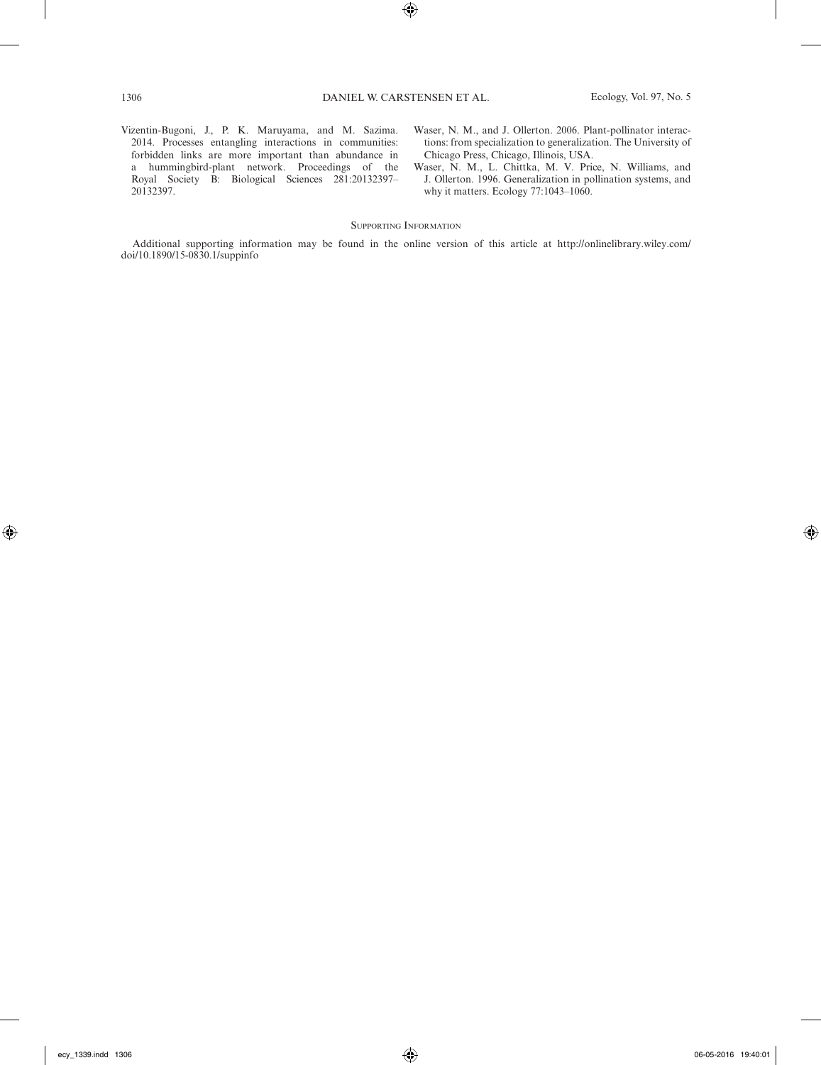Vizentin-Bugoni, J., P. K. Maruyama, and M. Sazima. 2014. Processes entangling interactions in communities: forbidden links are more important than abundance in a hummingbird-plant network. Proceedings of the Royal Society B: Biological Sciences 281:20132397–20132397.

Waser, N. M., and J. Ollerton. 2006. Plant-pollinator interactions: from specialization to generalization. The University of Chicago Press, Chicago, Illinois, USA.

Waser, N. M., L. Chittka, M. V. Price, N. Williams, and J. Ollerton. 1996. Generalization in pollination systems, and why it matters. Ecology 77:1043–1060.

## Supporting Information

Additional supporting information may be found in the online version of this article at http://onlinelibrary.wiley.com/doi/10.1890/15-0830.1/suppinfo